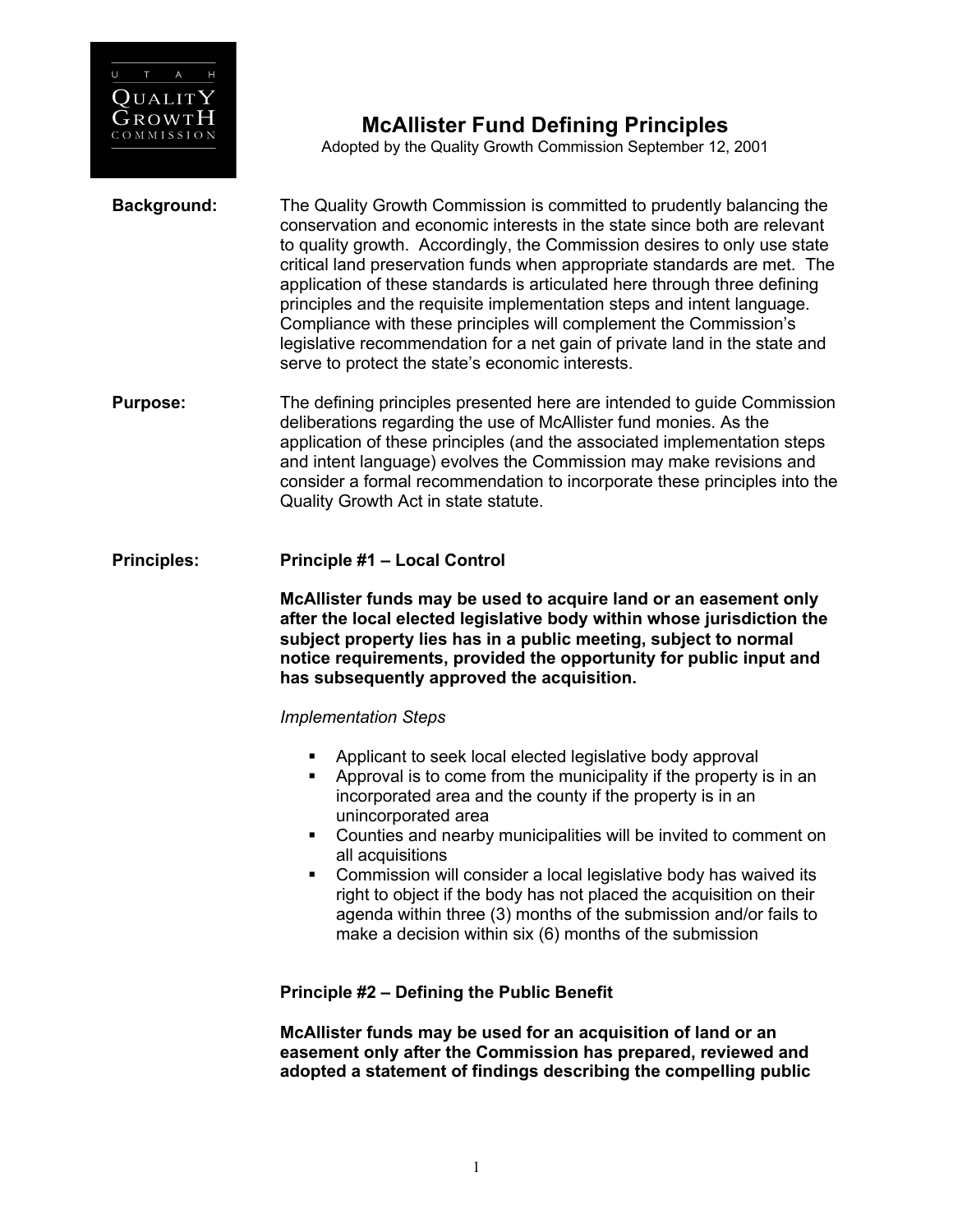UTAH QUALITY GROWTH COMMISSION

# McAllister Fund Defining Principles

Adopted by the Quality Growth Commission September 12, 2001

**Background:** The Quality Growth Commission is committed to prudently balancing the conservation and economic interests in the state since both are relevant to quality growth. Accordingly, the Commission desires to only use state critical land preservation funds when appropriate standards are met. The application of these standards is articulated here through three defining principles and the requisite implementation steps and intent language. Compliance with these principles will complement the Commission's legislative recommendation for a net gain of private land in the state and serve to protect the state's economic interests.

**Purpose:** The defining principles presented here are intended to guide Commission deliberations regarding the use of McAllister fund monies. As the application of these principles (and the associated implementation steps and intent language) evolves the Commission may make revisions and consider a formal recommendation to incorporate these principles into the Quality Growth Act in state statute.

**Principles:**

**Principle #1 – Local Control**

**McAllister funds may be used to acquire land or an easement only after the local elected legislative body within whose jurisdiction the subject property lies has in a public meeting, subject to normal notice requirements, provided the opportunity for public input and has subsequently approved the acquisition.**

*Implementation Steps*

- Applicant to seek local elected legislative body approval
- Approval is to come from the municipality if the property is in an incorporated area and the county if the property is in an unincorporated area
- Counties and nearby municipalities will be invited to comment on all acquisitions
- Commission will consider a local legislative body has waived its right to object if the body has not placed the acquisition on their agenda within three (3) months of the submission and/or fails to make a decision within six (6) months of the submission

**Principle #2 – Defining the Public Benefit**

**McAllister funds may be used for an acquisition of land or an easement only after the Commission has prepared, reviewed and adopted a statement of findings describing the compelling public**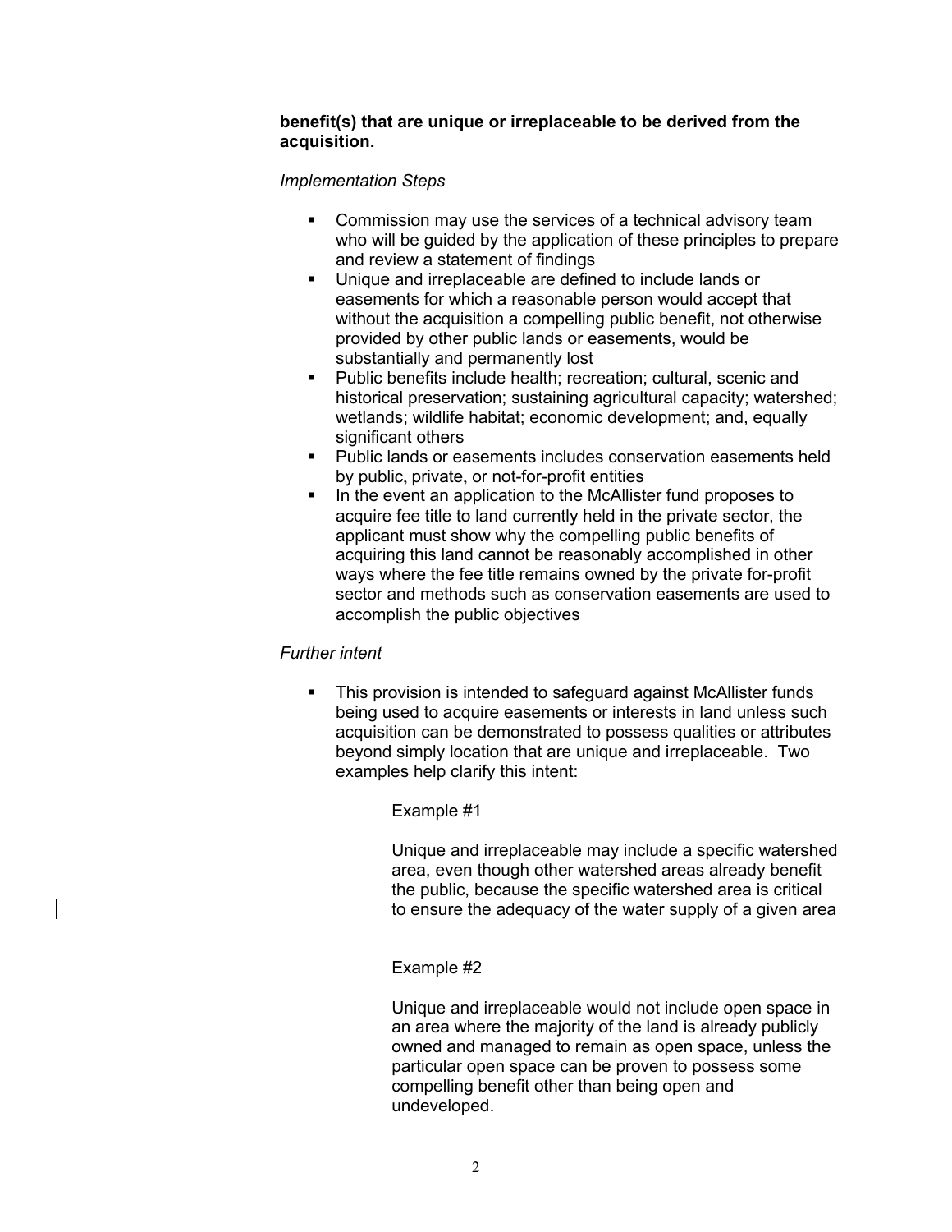**benefit(s) that are unique or irreplaceable to be derived from the acquisition.**

*Implementation Steps*

- Commission may use the services of a technical advisory team who will be guided by the application of these principles to prepare and review a statement of findings
- Unique and irreplaceable are defined to include lands or easements for which a reasonable person would accept that without the acquisition a compelling public benefit, not otherwise provided by other public lands or easements, would be substantially and permanently lost
- Public benefits include health; recreation; cultural, scenic and historical preservation; sustaining agricultural capacity; watershed; wetlands; wildlife habitat; economic development; and, equally significant others
- Public lands or easements includes conservation easements held by public, private, or not-for-profit entities
- In the event an application to the McAllister fund proposes to acquire fee title to land currently held in the private sector, the applicant must show why the compelling public benefits of acquiring this land cannot be reasonably accomplished in other ways where the fee title remains owned by the private for-profit sector and methods such as conservation easements are used to accomplish the public objectives

*Further intent*

- This provision is intended to safeguard against McAllister funds being used to acquire easements or interests in land unless such acquisition can be demonstrated to possess qualities or attributes beyond simply location that are unique and irreplaceable. Two examples help clarify this intent:

  Example #1

  Unique and irreplaceable may include a specific watershed area, even though other watershed areas already benefit the public, because the specific watershed area is critical to ensure the adequacy of the water supply of a given area

  Example #2

  Unique and irreplaceable would not include open space in an area where the majority of the land is already publicly owned and managed to remain as open space, unless the particular open space can be proven to possess some compelling benefit other than being open and undeveloped.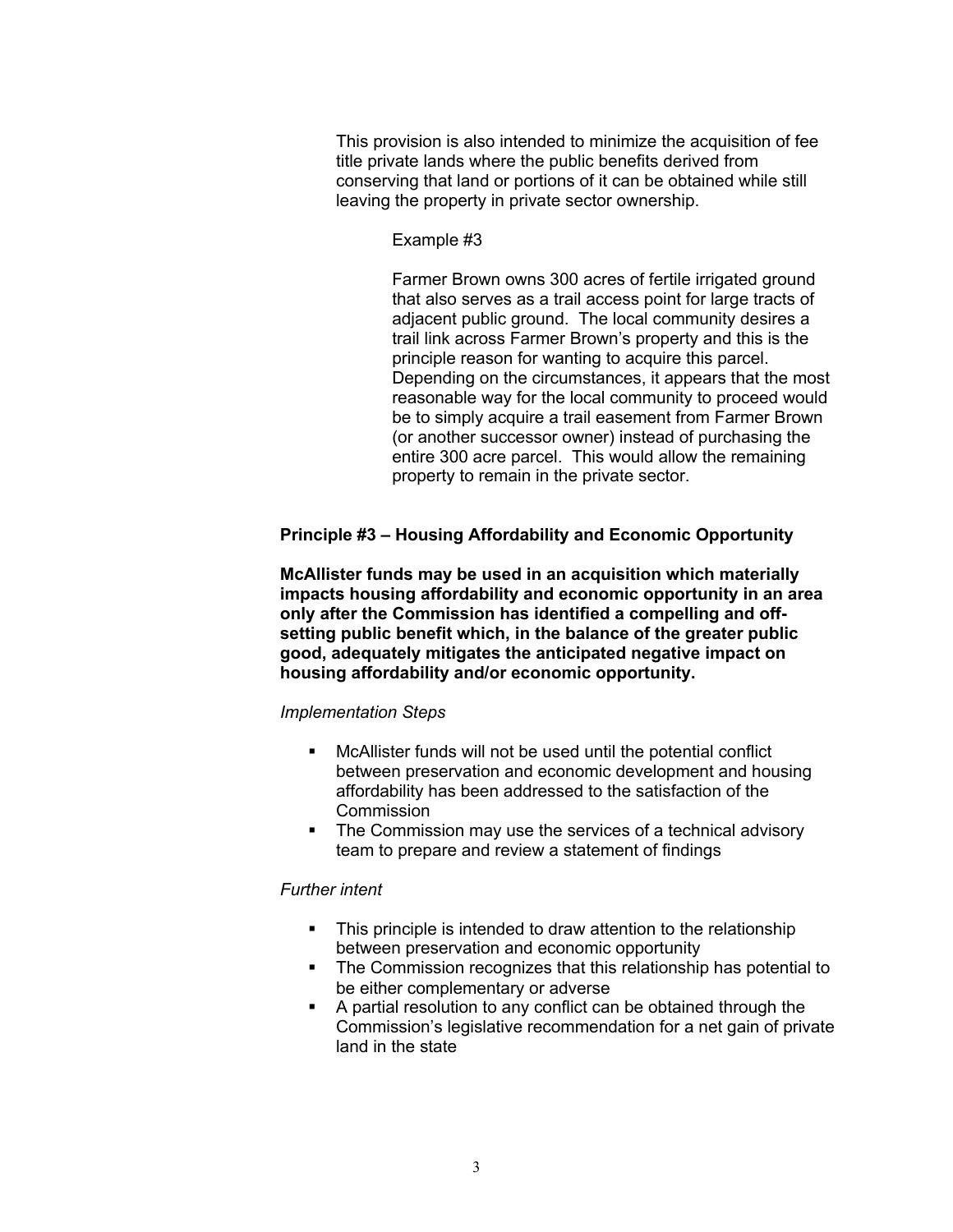This provision is also intended to minimize the acquisition of fee title private lands where the public benefits derived from conserving that land or portions of it can be obtained while still leaving the property in private sector ownership.

Example #3

Farmer Brown owns 300 acres of fertile irrigated ground that also serves as a trail access point for large tracts of adjacent public ground. The local community desires a trail link across Farmer Brown's property and this is the principle reason for wanting to acquire this parcel. Depending on the circumstances, it appears that the most reasonable way for the local community to proceed would be to simply acquire a trail easement from Farmer Brown (or another successor owner) instead of purchasing the entire 300 acre parcel. This would allow the remaining property to remain in the private sector.

**Principle #3 – Housing Affordability and Economic Opportunity**

**McAllister funds may be used in an acquisition which materially impacts housing affordability and economic opportunity in an area only after the Commission has identified a compelling and off-setting public benefit which, in the balance of the greater public good, adequately mitigates the anticipated negative impact on housing affordability and/or economic opportunity.**

*Implementation Steps*

- McAllister funds will not be used until the potential conflict between preservation and economic development and housing affordability has been addressed to the satisfaction of the Commission
- The Commission may use the services of a technical advisory team to prepare and review a statement of findings

*Further intent*

- This principle is intended to draw attention to the relationship between preservation and economic opportunity
- The Commission recognizes that this relationship has potential to be either complementary or adverse
- A partial resolution to any conflict can be obtained through the Commission's legislative recommendation for a net gain of private land in the state